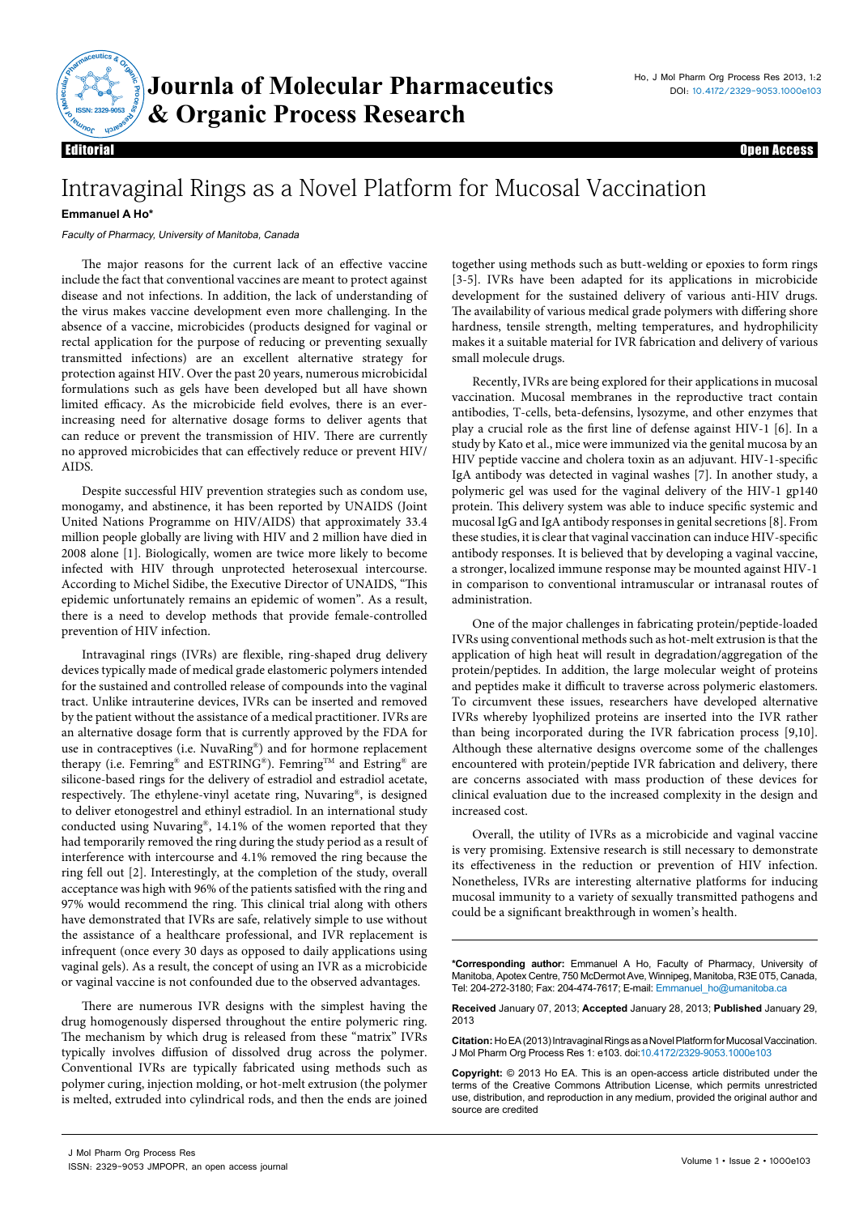# Intravaginal Rings as a Novel Platform for Mucosal Vaccination

**Emmanuel A Ho***

*Faculty of Pharmacy, University of Manitoba, Canada*

The major reasons for the current lack of an effective vaccine include the fact that conventional vaccines are meant to protect against disease and not infections. In addition, the lack of understanding of the virus makes vaccine development even more challenging. In the absence of a vaccine, microbicides (products designed for vaginal or rectal application for the purpose of reducing or preventing sexually transmitted infections) are an excellent alternative strategy for protection against HIV. Over the past 20 years, numerous microbicidal formulations such as gels have been developed but all have shown limited efficacy. As the microbicide field evolves, there is an ever-increasing need for alternative dosage forms to deliver agents that can reduce or prevent the transmission of HIV. There are currently no approved microbicides that can effectively reduce or prevent HIV/AIDS.

Despite successful HIV prevention strategies such as condom use, monogamy, and abstinence, it has been reported by UNAIDS (Joint United Nations Programme on HIV/AIDS) that approximately 33.4 million people globally are living with HIV and 2 million have died in 2008 alone [1]. Biologically, women are twice more likely to become infected with HIV through unprotected heterosexual intercourse. According to Michel Sidibe, the Executive Director of UNAIDS, "This epidemic unfortunately remains an epidemic of women". As a result, there is a need to develop methods that provide female-controlled prevention of HIV infection.

Intravaginal rings (IVRs) are flexible, ring-shaped drug delivery devices typically made of medical grade elastomeric polymers intended for the sustained and controlled release of compounds into the vaginal tract. Unlike intrauterine devices, IVRs can be inserted and removed by the patient without the assistance of a medical practitioner. IVRs are an alternative dosage form that is currently approved by the FDA for use in contraceptives (i.e. NuvaRing®) and for hormone replacement therapy (i.e. Femring® and ESTRING®). Femring™ and Estring® are silicone-based rings for the delivery of estradiol and estradiol acetate, respectively. The ethylene-vinyl acetate ring, Nuvaring®, is designed to deliver etonogestrel and ethinyl estradiol. In an international study conducted using Nuvaring®, 14.1% of the women reported that they had temporarily removed the ring during the study period as a result of interference with intercourse and 4.1% removed the ring because the ring fell out [2]. Interestingly, at the completion of the study, overall acceptance was high with 96% of the patients satisfied with the ring and 97% would recommend the ring. This clinical trial along with others have demonstrated that IVRs are safe, relatively simple to use without the assistance of a healthcare professional, and IVR replacement is infrequent (once every 30 days as opposed to daily applications using vaginal gels). As a result, the concept of using an IVR as a microbicide or vaginal vaccine is not confounded due to the observed advantages.

There are numerous IVR designs with the simplest having the drug homogenously dispersed throughout the entire polymeric ring. The mechanism by which drug is released from these "matrix" IVRs typically involves diffusion of dissolved drug across the polymer. Conventional IVRs are typically fabricated using methods such as polymer curing, injection molding, or hot-melt extrusion (the polymer is melted, extruded into cylindrical rods, and then the ends are joined together using methods such as butt-welding or epoxies to form rings [3-5]. IVRs have been adapted for its applications in microbicide development for the sustained delivery of various anti-HIV drugs. The availability of various medical grade polymers with differing shore hardness, tensile strength, melting temperatures, and hydrophilicity makes it a suitable material for IVR fabrication and delivery of various small molecule drugs.

Recently, IVRs are being explored for their applications in mucosal vaccination. Mucosal membranes in the reproductive tract contain antibodies, T-cells, beta-defensins, lysozyme, and other enzymes that play a crucial role as the first line of defense against HIV-1 [6]. In a study by Kato et al., mice were immunized via the genital mucosa by an HIV peptide vaccine and cholera toxin as an adjuvant. HIV-1-specific IgA antibody was detected in vaginal washes [7]. In another study, a polymeric gel was used for the vaginal delivery of the HIV-1 gp140 protein. This delivery system was able to induce specific systemic and mucosal IgG and IgA antibody responses in genital secretions [8]. From these studies, it is clear that vaginal vaccination can induce HIV-specific antibody responses. It is believed that by developing a vaginal vaccine, a stronger, localized immune response may be mounted against HIV-1 in comparison to conventional intramuscular or intranasal routes of administration.

One of the major challenges in fabricating protein/peptide-loaded IVRs using conventional methods such as hot-melt extrusion is that the application of high heat will result in degradation/aggregation of the protein/peptides. In addition, the large molecular weight of proteins and peptides make it difficult to traverse across polymeric elastomers. To circumvent these issues, researchers have developed alternative IVRs whereby lyophilized proteins are inserted into the IVR rather than being incorporated during the IVR fabrication process [9,10]. Although these alternative designs overcome some of the challenges encountered with protein/peptide IVR fabrication and delivery, there are concerns associated with mass production of these devices for clinical evaluation due to the increased complexity in the design and increased cost.

Overall, the utility of IVRs as a microbicide and vaginal vaccine is very promising. Extensive research is still necessary to demonstrate its effectiveness in the reduction or prevention of HIV infection. Nonetheless, IVRs are interesting alternative platforms for inducing mucosal immunity to a variety of sexually transmitted pathogens and could be a significant breakthrough in women's health.

---

***Corresponding author:** Emmanuel A Ho, Faculty of Pharmacy, University of Manitoba, Apotex Centre, 750 McDermot Ave, Winnipeg, Manitoba, R3E 0T5, Canada, Tel: 204-272-3180; Fax: 204-474-7617; E-mail: Emmanuel_ho@umanitoba.ca

**Received** January 07, 2013; **Accepted** January 28, 2013; **Published** January 29, 2013

**Citation:** Ho EA (2013) Intravaginal Rings as a Novel Platform for Mucosal Vaccination. J Mol Pharm Org Process Res 1: e103. doi:10.4172/2329-9053.1000e103

**Copyright:** © 2013 Ho EA. This is an open-access article distributed under the terms of the Creative Commons Attribution License, which permits unrestricted use, distribution, and reproduction in any medium, provided the original author and source are credited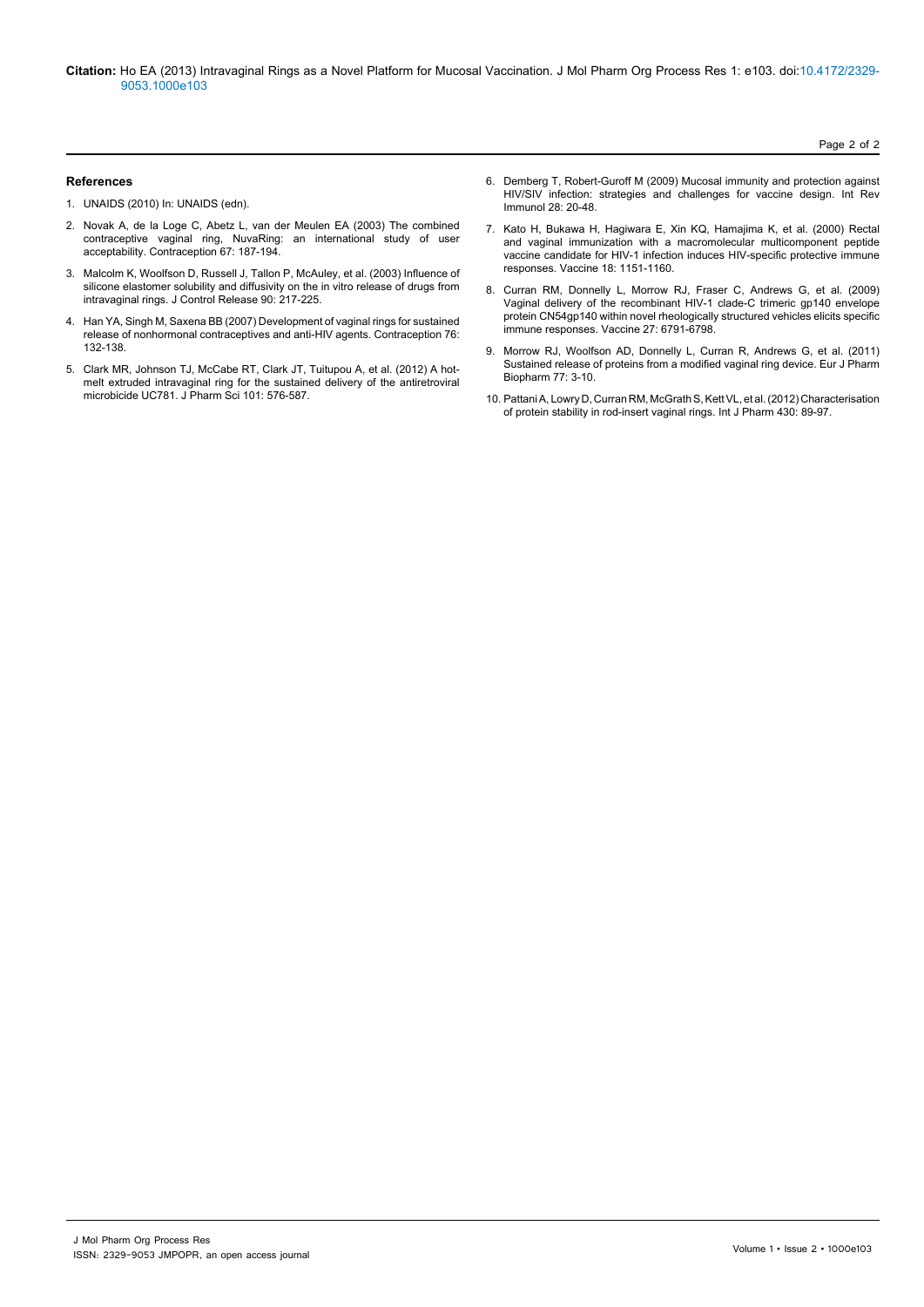## References

1. UNAIDS (2010) In: UNAIDS (edn).
2. Novak A, de la Loge C, Abetz L, van der Meulen EA (2003) The combined contraceptive vaginal ring, NuvaRing: an international study of user acceptability. Contraception 67: 187-194.
3. Malcolm K, Woolfson D, Russell J, Tallon P, McAuley, et al. (2003) Influence of silicone elastomer solubility and diffusivity on the in vitro release of drugs from intravaginal rings. J Control Release 90: 217-225.
4. Han YA, Singh M, Saxena BB (2007) Development of vaginal rings for sustained release of nonhormonal contraceptives and anti-HIV agents. Contraception 76: 132-138.
5. Clark MR, Johnson TJ, McCabe RT, Clark JT, Tuitupou A, et al. (2012) A hot-melt extruded intravaginal ring for the sustained delivery of the antiretroviral microbicide UC781. J Pharm Sci 101: 576-587.
6. Demberg T, Robert-Guroff M (2009) Mucosal immunity and protection against HIV/SIV infection: strategies and challenges for vaccine design. Int Rev Immunol 28: 20-48.
7. Kato H, Bukawa H, Hagiwara E, Xin KQ, Hamajima K, et al. (2000) Rectal and vaginal immunization with a macromolecular multicomponent peptide vaccine candidate for HIV-1 infection induces HIV-specific protective immune responses. Vaccine 18: 1151-1160.
8. Curran RM, Donnelly L, Morrow RJ, Fraser C, Andrews G, et al. (2009) Vaginal delivery of the recombinant HIV-1 clade-C trimeric gp140 envelope protein CN54gp140 within novel rheologically structured vehicles elicits specific immune responses. Vaccine 27: 6791-6798.
9. Morrow RJ, Woolfson AD, Donnelly L, Curran R, Andrews G, et al. (2011) Sustained release of proteins from a modified vaginal ring device. Eur J Pharm Biopharm 77: 3-10.
10. Pattani A, Lowry D, Curran RM, McGrath S, Kett VL, et al. (2012) Characterisation of protein stability in rod-insert vaginal rings. Int J Pharm 430: 89-97.